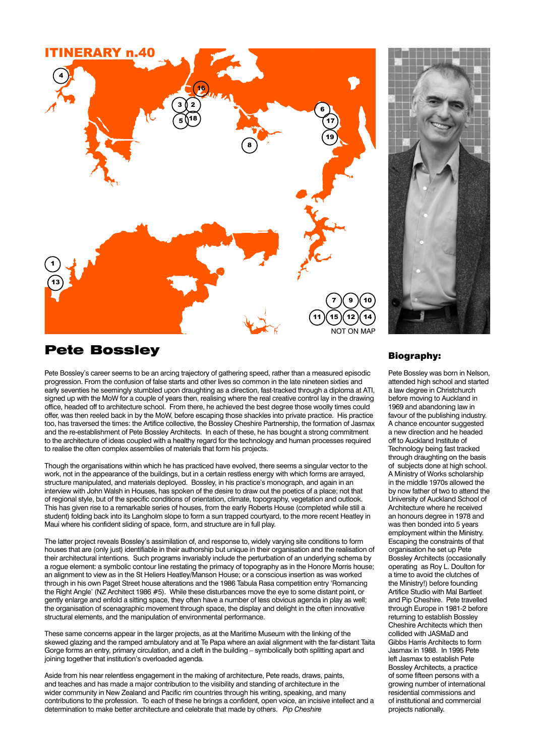# ITINERARY n.40

NOT ON MAP

## Pete Bossley

Pete Bossley's career seems to be an arcing trajectory of gathering speed, rather than a measured episodic progression. From the confusion of false starts and other lives so common in the late nineteen sixties and early seventies he seemingly stumbled upon draughting as a direction, fast-tracked through a diploma at ATI, signed up with the MoW for a couple of years then, realising where the real creative control lay in the drawing office, headed off to architecture school. From there, he achieved the best degree those woolly times could offer, was then reeled back in by the MoW, before escaping those shackles into private practice. His practice too, has traversed the times: the Artifice collective, the Bossley Cheshire Partnership, the formation of Jasmax and the re-establishment of Pete Bossley Architects. In each of these, he has bought a strong commitment to the architecture of ideas coupled with a healthy regard for the technology and human processes required to realise the often complex assemblies of materials that form his projects.

Though the organisations within which he has practiced have evolved, there seems a singular vector to the work, not in the appearance of the buildings, but in a certain restless energy with which forms are arrayed, structure manipulated, and materials deployed. Bossley, in his practice's monograph, and again in an interview with John Walsh in Houses, has spoken of the desire to draw out the poetics of a place; not that of regional style, but of the specific conditions of orientation, climate, topography, vegetation and outlook. This has given rise to a remarkable series of houses, from the early Roberts House (completed while still a student) folding back into its Langholm slope to form a sun trapped courtyard, to the more recent Heatley in Maui where his confident sliding of space, form, and structure are in full play.

The latter project reveals Bossley's assimilation of, and response to, widely varying site conditions to form houses that are (only just) identifiable in their authorship but unique in their organisation and the realisation of their architectural intentions. Such programs invariably include the perturbation of an underlying schema by a rogue element: a symbolic contour line restating the primacy of topography as in the Honore Morris house; an alignment to view as in the St Heliers Heatley/Manson House; or a conscious insertion as was worked through in his own Paget Street house alterations and the 1986 Tabula Rasa competition entry 'Romancing the Right Angle' (NZ Architect 1986 #5). While these disturbances move the eye to some distant point, or gently enlarge and enfold a sitting space, they often have a number of less obvious agenda in play as well; the organisation of scenagraphic movement through space, the display and delight in the often innovative structural elements, and the manipulation of environmental performance.

These same concerns appear in the larger projects, as at the Maritime Museum with the linking of the skewed glazing and the ramped ambulatory and at Te Papa where an axial alignment with the far-distant Taita Gorge forms an entry, primary circulation, and a cleft in the building – symbolically both splitting apart and joining together that institution's overloaded agenda.

Aside from his near relentless engagement in the making of architecture, Pete reads, draws, paints, and teaches and has made a major contribution to the visibility and standing of architecture in the wider community in New Zealand and Pacific rim countries through his writing, speaking, and many contributions to the profession. To each of these he brings a confident, open voice, an incisive intellect and a determination to make better architecture and celebrate that made by others. *Pip Cheshire*

### Biography:

Pete Bossley was born in Nelson, attended high school and started a law degree in Christchurch before moving to Auckland in 1969 and abandoning law in favour of the publishing industry. A chance encounter suggested a new direction and he headed off to Auckland Institute of Technology being fast tracked through draughting on the basis of subjects done at high school. A Ministry of Works scholarship in the middle 1970s allowed the by now father of two to attend the University of Auckland School of Architecture where he received an honours degree in 1978 and was then bonded into 5 years employment within the Ministry. Escaping the constraints of that organisation he set up Pete Bossley Architects (occasionally operating as Roy L. Doulton for a time to avoid the clutches of the Ministry!) before founding Artifice Studio with Mal Bartleet and Pip Cheshire. Pete travelled through Europe in 1981-2 before returning to establish Bossley Cheshire Architects which then collided with JASMaD and Gibbs Harris Architects to form Jasmax in 1988. In 1995 Pete left Jasmax to establish Pete Bossley Architects, a practice of some fifteen persons with a growing number of international residential commissions and of institutional and commercial projects nationally.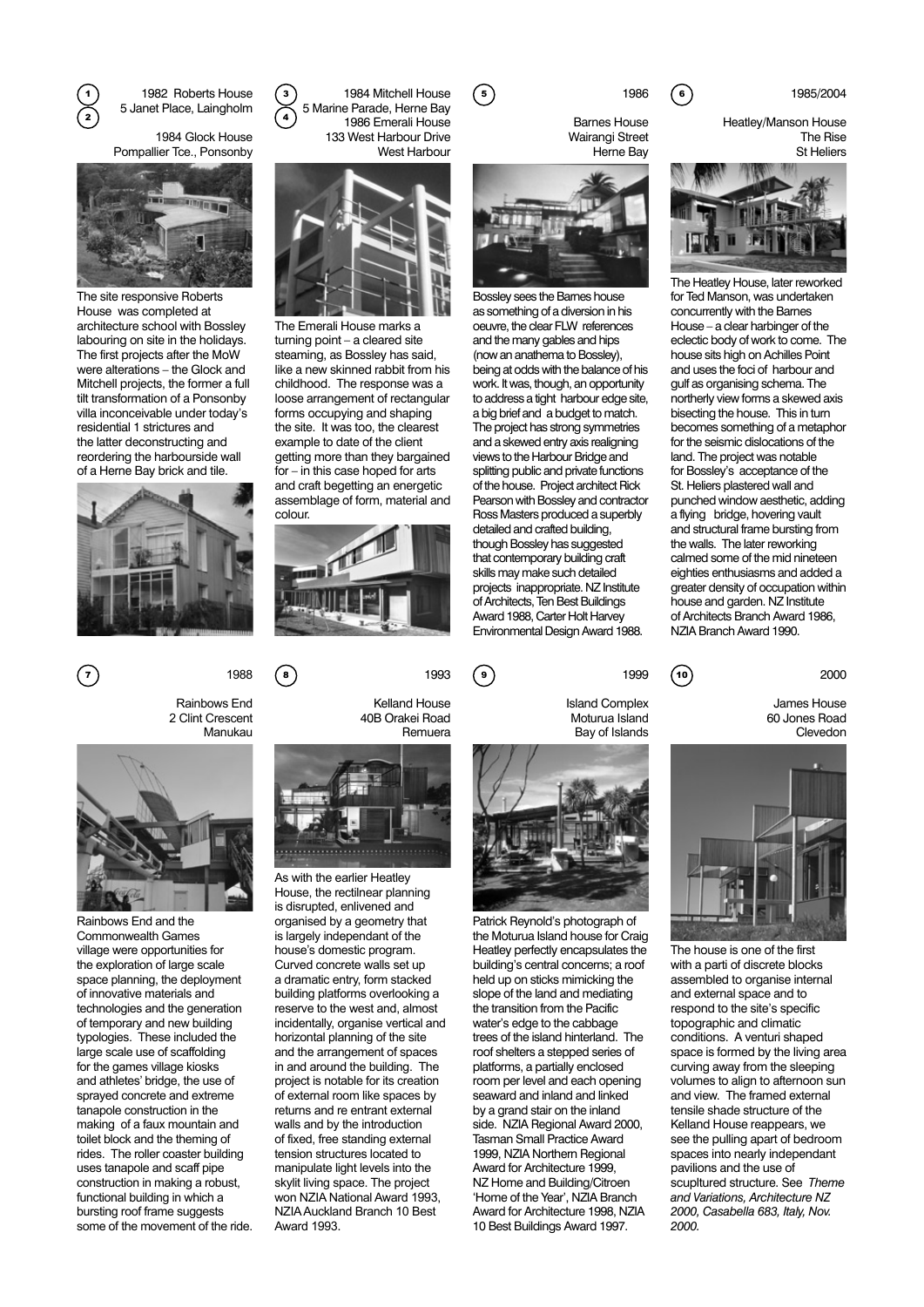**1** 1982 Roberts House
5 Janet Place, Laingholm

**2** 1984 Glock House
Pompallier Tce., Ponsonby

The site responsive Roberts House was completed at architecture school with Bossley labouring on site in the holidays. The first projects after the MoW were alterations – the Glock and Mitchell projects, the former a full tilt transformation of a Ponsonby villa inconceivable under today's residential 1 strictures and the latter deconstructing and reordering the harbourside wall of a Herne Bay brick and tile.

**3** 1984 Mitchell House
5 Marine Parade, Herne Bay

**4** 1986 Emerali House
133 West Harbour Drive
West Harbour

The Emerali House marks a turning point – a cleared site steaming, as Bossley has said, like a new skinned rabbit from his childhood. The response was a loose arrangement of rectangular forms occupying and shaping the site. It was too, the clearest example to date of the client getting more than they bargained for – in this case hoped for arts and craft begetting an energetic assemblage of form, material and colour.

**5** 1986
Barnes House
Wairangi Street
Herne Bay

Bossley sees the Barnes house as something of a diversion in his oeuvre, the clear FLW references and the many gables and hips (now an anathema to Bossley), being at odds with the balance of his work. It was, though, an opportunity to address a tight harbour edge site, a big brief and a budget to match. The project has strong symmetries and a skewed entry axis realigning views to the Harbour Bridge and splitting public and private functions of the house. Project architect Rick Pearson with Bossley and contractor Ross Masters produced a superbly detailed and crafted building, though Bossley has suggested that contemporary building craft skills may make such detailed projects inappropriate. NZ Institute of Architects, Ten Best Buildings Award 1988, Carter Holt Harvey Environmental Design Award 1988.

**6** 1985/2004
Heatley/Manson House
The Rise
St Heliers

The Heatley House, later reworked for Ted Manson, was undertaken concurrently with the Barnes House – a clear harbinger of the eclectic body of work to come. The house sits high on Achilles Point and uses the foci of harbour and gulf as organising schema. The northerly view forms a skewed axis bisecting the house. This in turn becomes something of a metaphor for the seismic dislocations of the land. The project was notable for Bossley's acceptance of the St. Heliers plastered wall and punched window aesthetic, adding a flying bridge, hovering vault and structural frame bursting from the walls. The later reworking calmed some of the mid nineteen eighties enthusiasms and added a greater density of occupation within house and garden. NZ Institute of Architects Branch Award 1986, NZIA Branch Award 1990.

**7** 1988
Rainbows End
2 Clint Crescent
Manukau

Rainbows End and the Commonwealth Games village were opportunities for the exploration of large scale space planning, the deployment of innovative materials and technologies and the generation of temporary and new building typologies. These included the large scale use of scaffolding for the games village kiosks and athletes' bridge, the use of sprayed concrete and extreme tanapole construction in the making of a faux mountain and toilet block and the theming of rides. The roller coaster building uses tanapole and scaff pipe construction in making a robust, functional building in which a bursting roof frame suggests some of the movement of the ride.

**8** 1993
Kelland House
40B Orakei Road
Remuera

As with the earlier Heatley House, the rectilnear planning is disrupted, enlivened and organised by a geometry that is largely independant of the house's domestic program. Curved concrete walls set up a dramatic entry, form stacked building platforms overlooking a reserve to the west and, almost incidentally, organise vertical and horizontal planning of the site and the arrangement of spaces in and around the building. The project is notable for its creation of external room like spaces by returns and re entrant external walls and by the introduction of fixed, free standing external tension structures located to manipulate light levels into the skylit living space. The project won NZIA National Award 1993, NZIA Auckland Branch 10 Best Award 1993.

**9** 1999
Island Complex
Moturua Island
Bay of Islands

Patrick Reynold's photograph of the Moturua Island house for Craig Heatley perfectly encapsulates the building's central concerns; a roof held up on sticks mimicking the slope of the land and mediating the transition from the Pacific water's edge to the cabbage trees of the island hinterland. The roof shelters a stepped series of platforms, a partially enclosed room per level and each opening seaward and inland and linked by a grand stair on the inland side. NZIA Regional Award 2000, Tasman Small Practice Award 1999, NZIA Northern Regional Award for Architecture 1999, NZ Home and Building/Citroen 'Home of the Year', NZIA Branch Award for Architecture 1998, NZIA 10 Best Buildings Award 1997.

**10** 2000
James House
60 Jones Road
Clevedon

The house is one of the first with a parti of discrete blocks assembled to organise internal and external space and to respond to the site's specific topographic and climatic conditions. A venturi shaped space is formed by the living area curving away from the sleeping volumes to align to afternoon sun and view. The framed external tensile shade structure of the Kelland House reappears, we see the pulling apart of bedroom spaces into nearly independant pavilions and the use of scupltured structure. See *Theme and Variations, Architecture NZ 2000, Casabella 683, Italy, Nov. 2000.*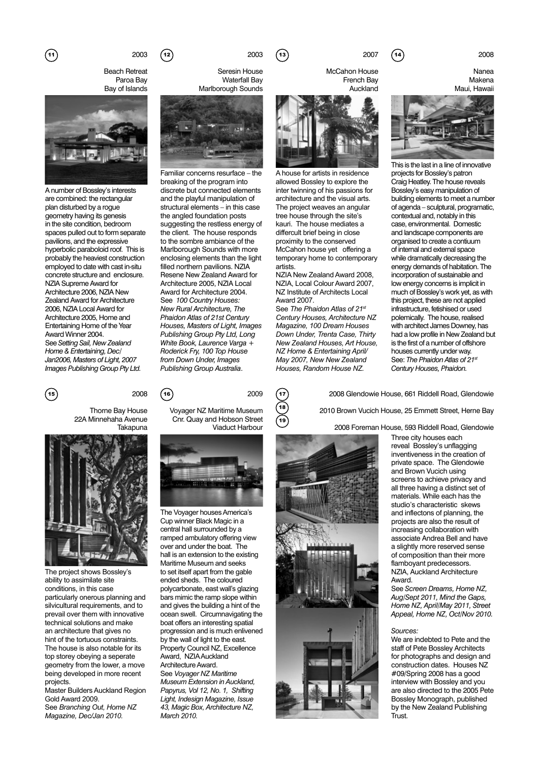**11** 2003

Beach Retreat
Paroa Bay
Bay of Islands

A number of Bossley's interests are combined: the rectangular plan disturbed by a rogue geometry having its genesis in the site condition, bedroom spaces pulled out to form separate pavilions, and the expressive hyperbolic paraboloid roof. This is probably the heaviest construction employed to date with cast in-situ concrete structure and enclosure. NZIA Supreme Award for Architecture 2006, NZIA New Zealand Award for Architecture 2006, NZIA Local Award for Architecture 2005, Home and Entertaining Home of the Year Award Winner 2004.
See *Setting Sail, New Zealand Home & Entertaining, Dec/Jan2006, Masters of Light, 2007 Images Publishing Group Pty Ltd.*

**12** 2003

Seresin House
Waterfall Bay
Marlborough Sounds

Familiar concerns resurface – the breaking of the program into discrete but connected elements and the playful manipulation of structural elements – in this case the angled foundation posts suggesting the restless energy of the client. The house responds to the sombre ambiance of the Marlborough Sounds with more enclosing elements than the light filled northern pavilions. NZIA Resene New Zealand Award for Architecture 2005, NZIA Local Award for Architecture 2004.
See *100 Country Houses: New Rural Architecture, The Phaidon Atlas of 21st Century Houses, Masters of Light, Images Publishing Group Pty Ltd, Long White Book, Laurence Varga + Roderick Fry, 100 Top House from Down Under, Images Publishing Group Australia*.

**13** 2007

McCahon House
French Bay
Auckland

A house for artists in residence allowed Bossley to explore the inter twinning of his passions for architecture and the visual arts. The project weaves an angular tree house through the site's kauri. The house mediates a differcult brief being in close proximity to the conserved McCahon house yet offering a temporary home to contemporary artists.
NZIA New Zealand Award 2008, NZIA, Local Colour Award 2007, NZ Institute of Architects Local Award 2007.
See *The Phaidon Atlas of 21st Century Houses, Architecture NZ Magazine, 100 Dream Houses Down Under, Trenta Case, Thirty New Zealand Houses, Art House, NZ Home & Entertaining April/May 2007, New New Zealand Houses, Random House NZ.*

**14** 2008

Nanea
Makena
Maui, Hawaii

This is the last in a line of innovative projects for Bossley's patron Craig Heatley. The house reveals Bossley's easy manipulation of building elements to meet a number of agenda – sculptural, programatic, contextual and, notably in this case, environmental. Domestic and landscape components are organised to create a contiuum of internal and external space while dramatically decreasing the energy demands of habitation. The incorporation of sustainable and low energy concerns is implicit in much of Bossley's work yet, as with this project, these are not applied infrastructure, fetishised or used polemically. The house, realised with architect James Downey, has had a low profile in New Zealand but is the first of a number of offshore houses currently under way.
See: *The Phaidon Atlas of 21st Century Houses, Phaidon.*

**15** 2008

Thorne Bay House
22A Minnehaha Avenue
Takapuna

The project shows Bossley's ability to assimilate site conditions, in this case particularly onerous planning and silvicultural requirements, and to prevail over them with innovative technical solutions and make an architecture that gives no hint of the tortuous constraints. The house is also notable for its top storey obeying a seperate geometry from the lower, a move being developed in more recent projects.
Master Builders Auckland Region Gold Award 2009.
See *Branching Out, Home NZ Magazine, Dec/Jan 2010.*

**16** 2009

Voyager NZ Maritime Museum
Cnr. Quay and Hobson Street
Viaduct Harbour

The Voyager houses America's Cup winner Black Magic in a central hall surrounded by a ramped ambulatory offering view over and under the boat. The hall is an extension to the existing Maritime Museum and seeks to set itself apart from the gable ended sheds. The coloured polycarbonate, east wall's glazing bars mimic the ramp slope within and gives the building a hint of the ocean swell. Circumnavigating the boat offers an interesting spatial progression and is much enlivened by the wall of light to the east.
Property Council NZ, Excellence Award, NZIA Auckland Architecture Award.
See *Voyager NZ Maritime Museum Extension in Auckland, Papyrus, Vol 12, No. 1, Shifting Light, Indesign Magazine, Issue 43, Magic Box, Architecture NZ, March 2010.*

**17** 2008 Glendowie House, 661 Riddell Road, Glendowie

**18** 2010 Brown Vucich House, 25 Emmett Street, Herne Bay

**19** 2008 Foreman House, 593 Riddell Road, Glendowie

Three city houses each reveal Bossley's unflagging inventiveness in the creation of private space. The Glendowie and Brown Vucich using screens to achieve privacy and all three having a distinct set of materials. While each has the studio's characteristic skews and inflectons of planning, the projects are also the result of increasing collaboration with associate Andrea Bell and have a slightly more reserved sense of composition than their more flamboyant predecessors.
NZIA, Auckland Architecture Award.
See *Screen Dreams, Home NZ, Aug/Sept 2011, Mind the Gaps, Home NZ, April/May 2011, Street Appeal, Home NZ, Oct/Nov 2010.*

*Sources:*

We are indebted to Pete and the staff of Pete Bossley Architects for photographs and design and construction dates. Houses NZ #09/Spring 2008 has a good interview with Bossley and you are also directed to the 2005 Pete Bossley Monograph, published by the New Zealand Publishing Trust.